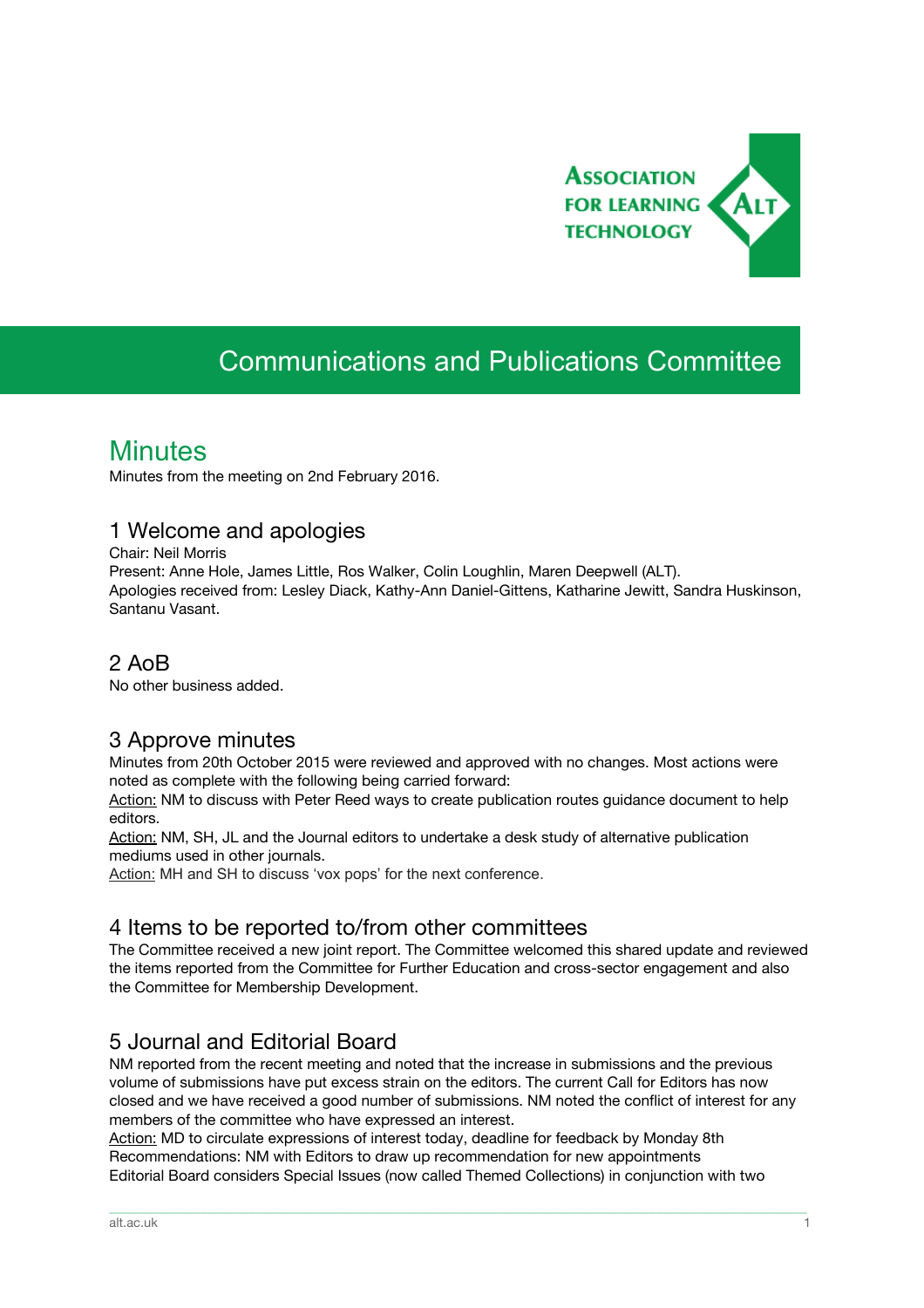Association for Learning Technology

# Communications and Publications Committee

## Minutes

Minutes from the meeting on 2nd February 2016.

### 1 Welcome and apologies

Chair: Neil Morris
Present: Anne Hole, James Little, Ros Walker, Colin Loughlin, Maren Deepwell (ALT).
Apologies received from: Lesley Diack, Kathy-Ann Daniel-Gittens, Katharine Jewitt, Sandra Huskinson, Santanu Vasant.

### 2 AoB

No other business added.

### 3 Approve minutes

Minutes from 20th October 2015 were reviewed and approved with no changes. Most actions were noted as complete with the following being carried forward:
Action: NM to discuss with Peter Reed ways to create publication routes guidance document to help editors.
Action: NM, SH, JL and the Journal editors to undertake a desk study of alternative publication mediums used in other journals.
Action: MH and SH to discuss 'vox pops' for the next conference.

### 4 Items to be reported to/from other committees

The Committee received a new joint report. The Committee welcomed this shared update and reviewed the items reported from the Committee for Further Education and cross-sector engagement and also the Committee for Membership Development.

### 5 Journal and Editorial Board

NM reported from the recent meeting and noted that the increase in submissions and the previous volume of submissions have put excess strain on the editors. The current Call for Editors has now closed and we have received a good number of submissions. NM noted the conflict of interest for any members of the committee who have expressed an interest.
Action: MD to circulate expressions of interest today, deadline for feedback by Monday 8th
Recommendations: NM with Editors to draw up recommendation for new appointments
Editorial Board considers Special Issues (now called Themed Collections) in conjunction with two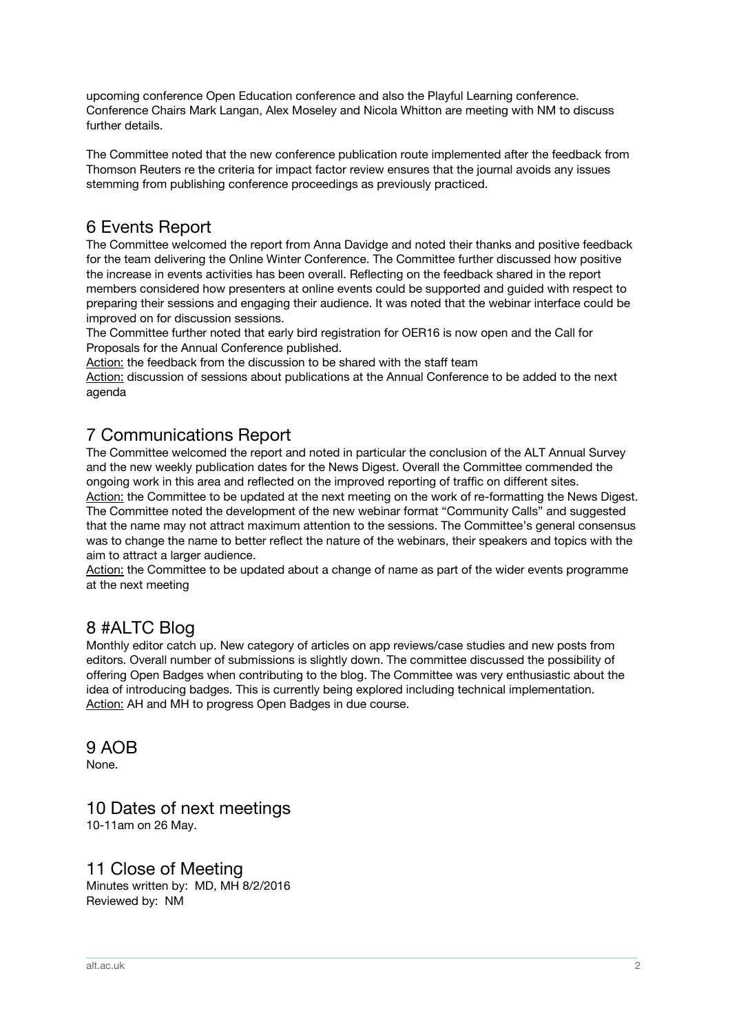upcoming conference Open Education conference and also the Playful Learning conference. Conference Chairs Mark Langan, Alex Moseley and Nicola Whitton are meeting with NM to discuss further details.

The Committee noted that the new conference publication route implemented after the feedback from Thomson Reuters re the criteria for impact factor review ensures that the journal avoids any issues stemming from publishing conference proceedings as previously practiced.

## 6 Events Report

The Committee welcomed the report from Anna Davidge and noted their thanks and positive feedback for the team delivering the Online Winter Conference. The Committee further discussed how positive the increase in events activities has been overall. Reflecting on the feedback shared in the report members considered how presenters at online events could be supported and guided with respect to preparing their sessions and engaging their audience. It was noted that the webinar interface could be improved on for discussion sessions.

The Committee further noted that early bird registration for OER16 is now open and the Call for Proposals for the Annual Conference published.

Action: the feedback from the discussion to be shared with the staff team

Action: discussion of sessions about publications at the Annual Conference to be added to the next agenda

## 7 Communications Report

The Committee welcomed the report and noted in particular the conclusion of the ALT Annual Survey and the new weekly publication dates for the News Digest. Overall the Committee commended the ongoing work in this area and reflected on the improved reporting of traffic on different sites.

Action: the Committee to be updated at the next meeting on the work of re-formatting the News Digest.

The Committee noted the development of the new webinar format "Community Calls" and suggested that the name may not attract maximum attention to the sessions. The Committee's general consensus was to change the name to better reflect the nature of the webinars, their speakers and topics with the aim to attract a larger audience.

Action: the Committee to be updated about a change of name as part of the wider events programme at the next meeting

## 8 #ALTC Blog

Monthly editor catch up. New category of articles on app reviews/case studies and new posts from editors. Overall number of submissions is slightly down. The committee discussed the possibility of offering Open Badges when contributing to the blog. The Committee was very enthusiastic about the idea of introducing badges. This is currently being explored including technical implementation.

Action: AH and MH to progress Open Badges in due course.

## 9 AOB

None.

## 10 Dates of next meetings

10-11am on 26 May.

## 11 Close of Meeting

Minutes written by: MD, MH 8/2/2016

Reviewed by: NM